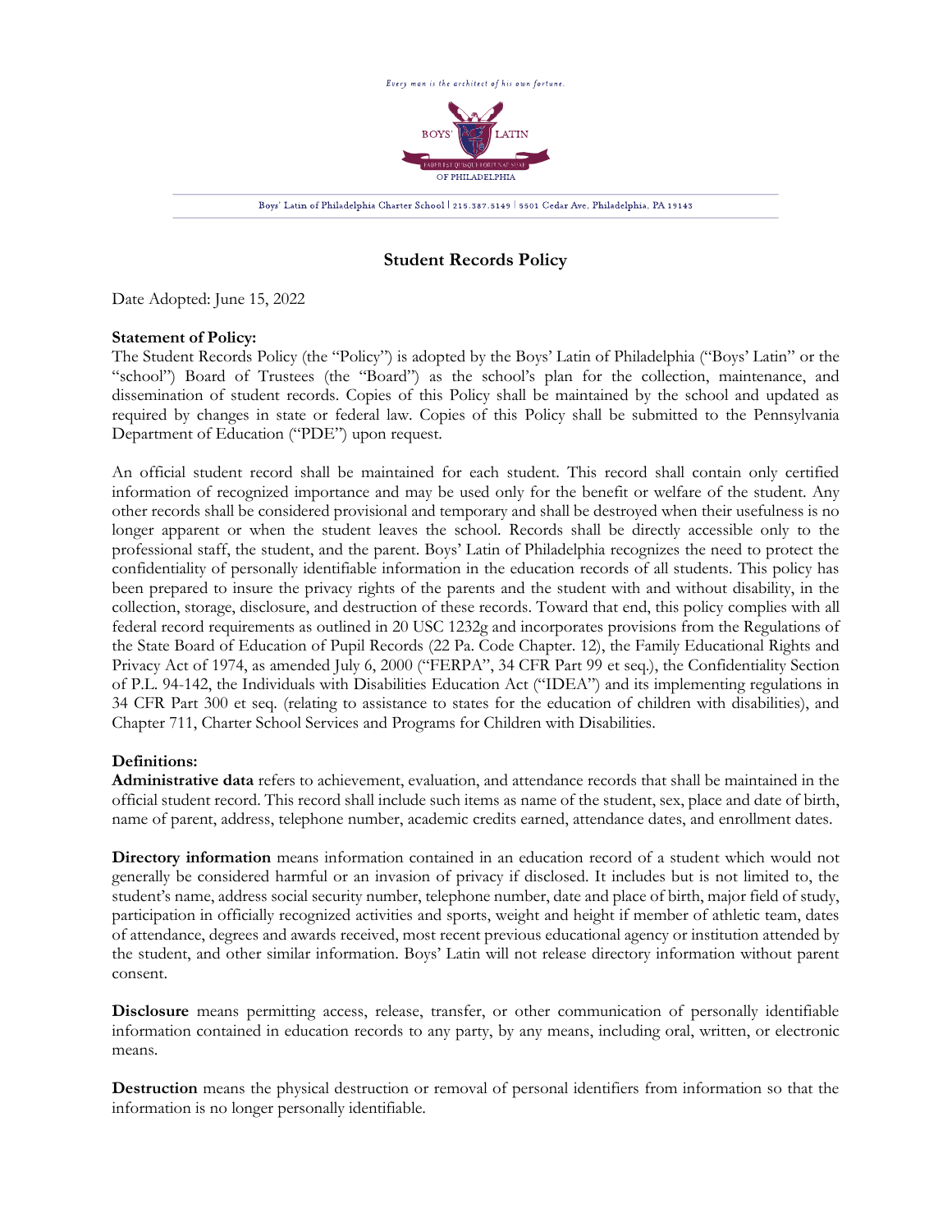Every man is the architect of his own fortune.

Boys' Latin of Philadelphia Charter School | 215.387.5149 | 5501 Cedar Ave, Philadelphia, PA 19143

# Student Records Policy

Date Adopted: June 15, 2022

**Statement of Policy:**
The Student Records Policy (the "Policy") is adopted by the Boys' Latin of Philadelphia ("Boys' Latin" or the "school") Board of Trustees (the "Board") as the school's plan for the collection, maintenance, and dissemination of student records. Copies of this Policy shall be maintained by the school and updated as required by changes in state or federal law. Copies of this Policy shall be submitted to the Pennsylvania Department of Education ("PDE") upon request.

An official student record shall be maintained for each student. This record shall contain only certified information of recognized importance and may be used only for the benefit or welfare of the student. Any other records shall be considered provisional and temporary and shall be destroyed when their usefulness is no longer apparent or when the student leaves the school. Records shall be directly accessible only to the professional staff, the student, and the parent. Boys' Latin of Philadelphia recognizes the need to protect the confidentiality of personally identifiable information in the education records of all students. This policy has been prepared to insure the privacy rights of the parents and the student with and without disability, in the collection, storage, disclosure, and destruction of these records. Toward that end, this policy complies with all federal record requirements as outlined in 20 USC 1232g and incorporates provisions from the Regulations of the State Board of Education of Pupil Records (22 Pa. Code Chapter. 12), the Family Educational Rights and Privacy Act of 1974, as amended July 6, 2000 ("FERPA", 34 CFR Part 99 et seq.), the Confidentiality Section of P.L. 94-142, the Individuals with Disabilities Education Act ("IDEA") and its implementing regulations in 34 CFR Part 300 et seq. (relating to assistance to states for the education of children with disabilities), and Chapter 711, Charter School Services and Programs for Children with Disabilities.

**Definitions:**
**Administrative data** refers to achievement, evaluation, and attendance records that shall be maintained in the official student record. This record shall include such items as name of the student, sex, place and date of birth, name of parent, address, telephone number, academic credits earned, attendance dates, and enrollment dates.

**Directory information** means information contained in an education record of a student which would not generally be considered harmful or an invasion of privacy if disclosed. It includes but is not limited to, the student's name, address social security number, telephone number, date and place of birth, major field of study, participation in officially recognized activities and sports, weight and height if member of athletic team, dates of attendance, degrees and awards received, most recent previous educational agency or institution attended by the student, and other similar information. Boys' Latin will not release directory information without parent consent.

**Disclosure** means permitting access, release, transfer, or other communication of personally identifiable information contained in education records to any party, by any means, including oral, written, or electronic means.

**Destruction** means the physical destruction or removal of personal identifiers from information so that the information is no longer personally identifiable.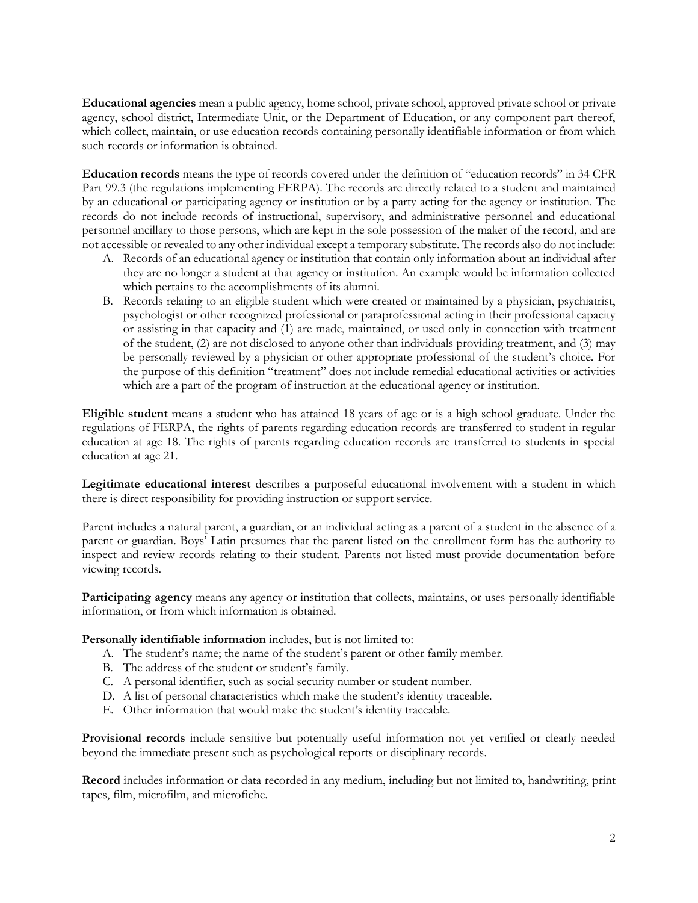**Educational agencies** mean a public agency, home school, private school, approved private school or private agency, school district, Intermediate Unit, or the Department of Education, or any component part thereof, which collect, maintain, or use education records containing personally identifiable information or from which such records or information is obtained.

**Education records** means the type of records covered under the definition of "education records" in 34 CFR Part 99.3 (the regulations implementing FERPA). The records are directly related to a student and maintained by an educational or participating agency or institution or by a party acting for the agency or institution. The records do not include records of instructional, supervisory, and administrative personnel and educational personnel ancillary to those persons, which are kept in the sole possession of the maker of the record, and are not accessible or revealed to any other individual except a temporary substitute. The records also do not include:

A. Records of an educational agency or institution that contain only information about an individual after they are no longer a student at that agency or institution. An example would be information collected which pertains to the accomplishments of its alumni.
B. Records relating to an eligible student which were created or maintained by a physician, psychiatrist, psychologist or other recognized professional or paraprofessional acting in their professional capacity or assisting in that capacity and (1) are made, maintained, or used only in connection with treatment of the student, (2) are not disclosed to anyone other than individuals providing treatment, and (3) may be personally reviewed by a physician or other appropriate professional of the student's choice. For the purpose of this definition "treatment" does not include remedial educational activities or activities which are a part of the program of instruction at the educational agency or institution.

**Eligible student** means a student who has attained 18 years of age or is a high school graduate. Under the regulations of FERPA, the rights of parents regarding education records are transferred to student in regular education at age 18. The rights of parents regarding education records are transferred to students in special education at age 21.

**Legitimate educational interest** describes a purposeful educational involvement with a student in which there is direct responsibility for providing instruction or support service.

Parent includes a natural parent, a guardian, or an individual acting as a parent of a student in the absence of a parent or guardian. Boys' Latin presumes that the parent listed on the enrollment form has the authority to inspect and review records relating to their student. Parents not listed must provide documentation before viewing records.

**Participating agency** means any agency or institution that collects, maintains, or uses personally identifiable information, or from which information is obtained.

**Personally identifiable information** includes, but is not limited to:

A. The student's name; the name of the student's parent or other family member.
B. The address of the student or student's family.
C. A personal identifier, such as social security number or student number.
D. A list of personal characteristics which make the student's identity traceable.
E. Other information that would make the student's identity traceable.

**Provisional records** include sensitive but potentially useful information not yet verified or clearly needed beyond the immediate present such as psychological reports or disciplinary records.

**Record** includes information or data recorded in any medium, including but not limited to, handwriting, print tapes, film, microfilm, and microfiche.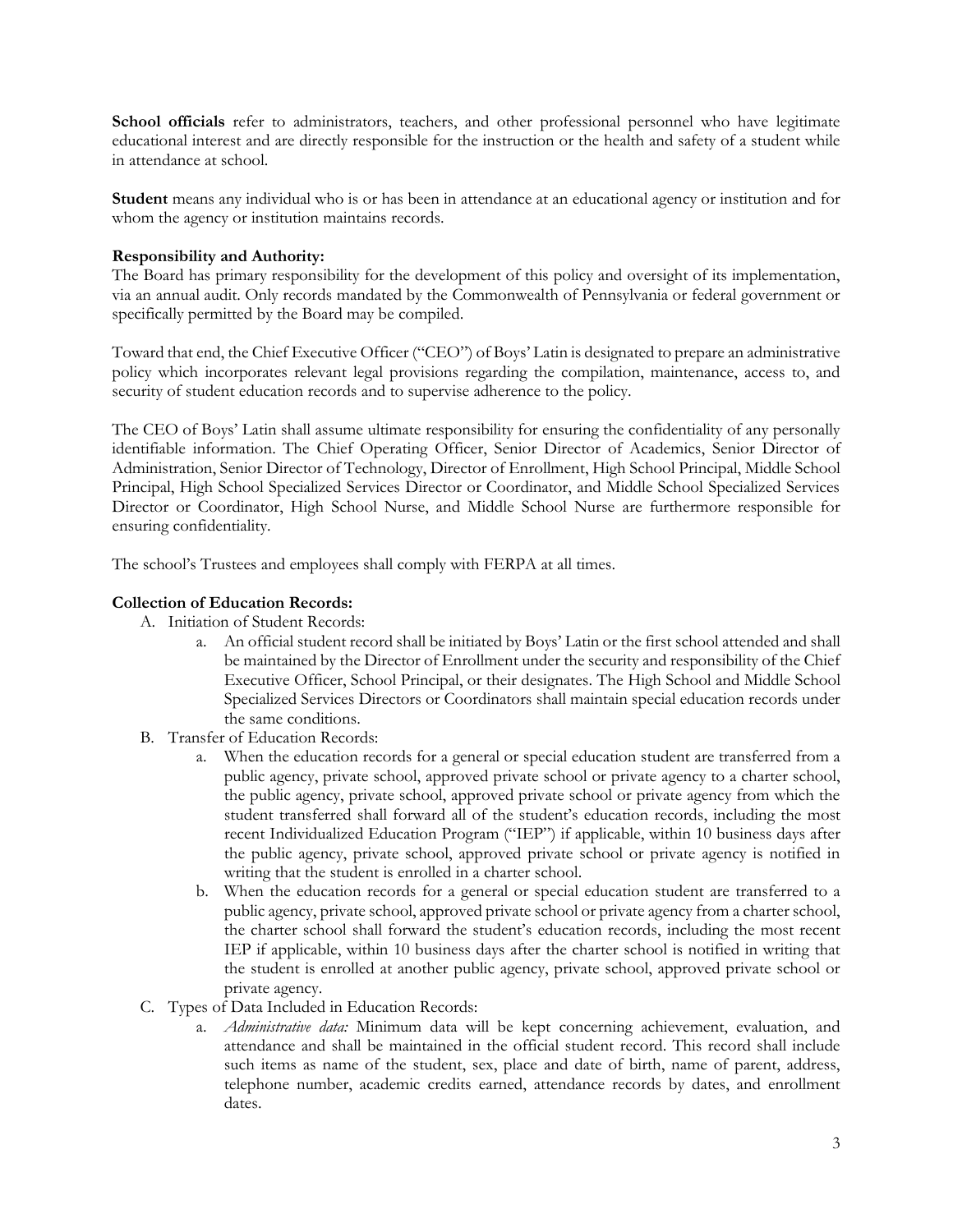**School officials** refer to administrators, teachers, and other professional personnel who have legitimate educational interest and are directly responsible for the instruction or the health and safety of a student while in attendance at school.

**Student** means any individual who is or has been in attendance at an educational agency or institution and for whom the agency or institution maintains records.

**Responsibility and Authority:**
The Board has primary responsibility for the development of this policy and oversight of its implementation, via an annual audit. Only records mandated by the Commonwealth of Pennsylvania or federal government or specifically permitted by the Board may be compiled.

Toward that end, the Chief Executive Officer ("CEO") of Boys' Latin is designated to prepare an administrative policy which incorporates relevant legal provisions regarding the compilation, maintenance, access to, and security of student education records and to supervise adherence to the policy.

The CEO of Boys' Latin shall assume ultimate responsibility for ensuring the confidentiality of any personally identifiable information. The Chief Operating Officer, Senior Director of Academics, Senior Director of Administration, Senior Director of Technology, Director of Enrollment, High School Principal, Middle School Principal, High School Specialized Services Director or Coordinator, and Middle School Specialized Services Director or Coordinator, High School Nurse, and Middle School Nurse are furthermore responsible for ensuring confidentiality.

The school's Trustees and employees shall comply with FERPA at all times.

**Collection of Education Records:**

A. Initiation of Student Records:
   a. An official student record shall be initiated by Boys' Latin or the first school attended and shall be maintained by the Director of Enrollment under the security and responsibility of the Chief Executive Officer, School Principal, or their designates. The High School and Middle School Specialized Services Directors or Coordinators shall maintain special education records under the same conditions.

B. Transfer of Education Records:
   a. When the education records for a general or special education student are transferred from a public agency, private school, approved private school or private agency to a charter school, the public agency, private school, approved private school or private agency from which the student transferred shall forward all of the student's education records, including the most recent Individualized Education Program ("IEP") if applicable, within 10 business days after the public agency, private school, approved private school or private agency is notified in writing that the student is enrolled in a charter school.
   b. When the education records for a general or special education student are transferred to a public agency, private school, approved private school or private agency from a charter school, the charter school shall forward the student's education records, including the most recent IEP if applicable, within 10 business days after the charter school is notified in writing that the student is enrolled at another public agency, private school, approved private school or private agency.

C. Types of Data Included in Education Records:
   a. *Administrative data:* Minimum data will be kept concerning achievement, evaluation, and attendance and shall be maintained in the official student record. This record shall include such items as name of the student, sex, place and date of birth, name of parent, address, telephone number, academic credits earned, attendance records by dates, and enrollment dates.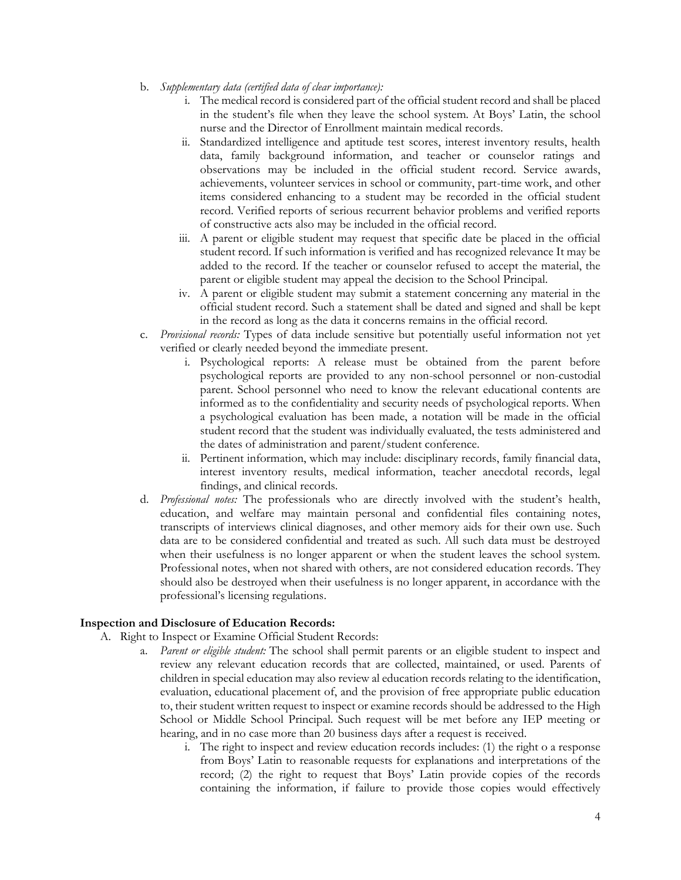b. *Supplementary data (certified data of clear importance):*
   i. The medical record is considered part of the official student record and shall be placed in the student's file when they leave the school system. At Boys' Latin, the school nurse and the Director of Enrollment maintain medical records.
   ii. Standardized intelligence and aptitude test scores, interest inventory results, health data, family background information, and teacher or counselor ratings and observations may be included in the official student record. Service awards, achievements, volunteer services in school or community, part-time work, and other items considered enhancing to a student may be recorded in the official student record. Verified reports of serious recurrent behavior problems and verified reports of constructive acts also may be included in the official record.
   iii. A parent or eligible student may request that specific date be placed in the official student record. If such information is verified and has recognized relevance It may be added to the record. If the teacher or counselor refused to accept the material, the parent or eligible student may appeal the decision to the School Principal.
   iv. A parent or eligible student may submit a statement concerning any material in the official student record. Such a statement shall be dated and signed and shall be kept in the record as long as the data it concerns remains in the official record.

c. *Provisional records:* Types of data include sensitive but potentially useful information not yet verified or clearly needed beyond the immediate present.
   i. Psychological reports: A release must be obtained from the parent before psychological reports are provided to any non-school personnel or non-custodial parent. School personnel who need to know the relevant educational contents are informed as to the confidentiality and security needs of psychological reports. When a psychological evaluation has been made, a notation will be made in the official student record that the student was individually evaluated, the tests administered and the dates of administration and parent/student conference.
   ii. Pertinent information, which may include: disciplinary records, family financial data, interest inventory results, medical information, teacher anecdotal records, legal findings, and clinical records.

d. *Professional notes:* The professionals who are directly involved with the student's health, education, and welfare may maintain personal and confidential files containing notes, transcripts of interviews clinical diagnoses, and other memory aids for their own use. Such data are to be considered confidential and treated as such. All such data must be destroyed when their usefulness is no longer apparent or when the student leaves the school system. Professional notes, when not shared with others, are not considered education records. They should also be destroyed when their usefulness is no longer apparent, in accordance with the professional's licensing regulations.

**Inspection and Disclosure of Education Records:**

A. Right to Inspect or Examine Official Student Records:

a. *Parent or eligible student:* The school shall permit parents or an eligible student to inspect and review any relevant education records that are collected, maintained, or used. Parents of children in special education may also review al education records relating to the identification, evaluation, educational placement of, and the provision of free appropriate public education to, their student written request to inspect or examine records should be addressed to the High School or Middle School Principal. Such request will be met before any IEP meeting or hearing, and in no case more than 20 business days after a request is received.
   i. The right to inspect and review education records includes: (1) the right o a response from Boys' Latin to reasonable requests for explanations and interpretations of the record; (2) the right to request that Boys' Latin provide copies of the records containing the information, if failure to provide those copies would effectively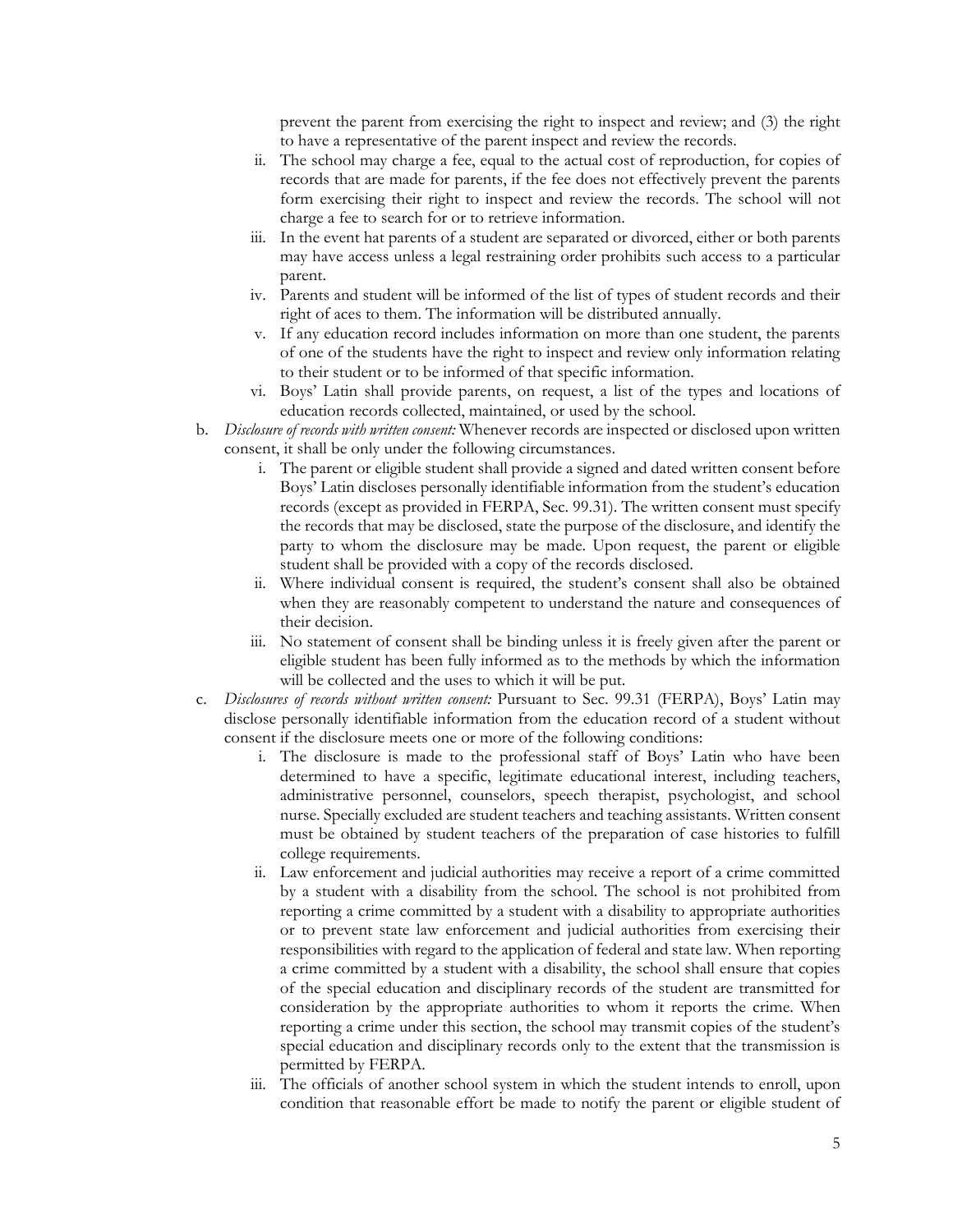prevent the parent from exercising the right to inspect and review; and (3) the right to have a representative of the parent inspect and review the records.

   ii. The school may charge a fee, equal to the actual cost of reproduction, for copies of records that are made for parents, if the fee does not effectively prevent the parents form exercising their right to inspect and review the records. The school will not charge a fee to search for or to retrieve information.

   iii. In the event hat parents of a student are separated or divorced, either or both parents may have access unless a legal restraining order prohibits such access to a particular parent.

   iv. Parents and student will be informed of the list of types of student records and their right of aces to them. The information will be distributed annually.

   v. If any education record includes information on more than one student, the parents of one of the students have the right to inspect and review only information relating to their student or to be informed of that specific information.

   vi. Boys' Latin shall provide parents, on request, a list of the types and locations of education records collected, maintained, or used by the school.

b. *Disclosure of records with written consent:* Whenever records are inspected or disclosed upon written consent, it shall be only under the following circumstances.

   i. The parent or eligible student shall provide a signed and dated written consent before Boys' Latin discloses personally identifiable information from the student's education records (except as provided in FERPA, Sec. 99.31). The written consent must specify the records that may be disclosed, state the purpose of the disclosure, and identify the party to whom the disclosure may be made. Upon request, the parent or eligible student shall be provided with a copy of the records disclosed.

   ii. Where individual consent is required, the student's consent shall also be obtained when they are reasonably competent to understand the nature and consequences of their decision.

   iii. No statement of consent shall be binding unless it is freely given after the parent or eligible student has been fully informed as to the methods by which the information will be collected and the uses to which it will be put.

c. *Disclosures of records without written consent:* Pursuant to Sec. 99.31 (FERPA), Boys' Latin may disclose personally identifiable information from the education record of a student without consent if the disclosure meets one or more of the following conditions:

   i. The disclosure is made to the professional staff of Boys' Latin who have been determined to have a specific, legitimate educational interest, including teachers, administrative personnel, counselors, speech therapist, psychologist, and school nurse. Specially excluded are student teachers and teaching assistants. Written consent must be obtained by student teachers of the preparation of case histories to fulfill college requirements.

   ii. Law enforcement and judicial authorities may receive a report of a crime committed by a student with a disability from the school. The school is not prohibited from reporting a crime committed by a student with a disability to appropriate authorities or to prevent state law enforcement and judicial authorities from exercising their responsibilities with regard to the application of federal and state law. When reporting a crime committed by a student with a disability, the school shall ensure that copies of the special education and disciplinary records of the student are transmitted for consideration by the appropriate authorities to whom it reports the crime. When reporting a crime under this section, the school may transmit copies of the student's special education and disciplinary records only to the extent that the transmission is permitted by FERPA.

   iii. The officials of another school system in which the student intends to enroll, upon condition that reasonable effort be made to notify the parent or eligible student of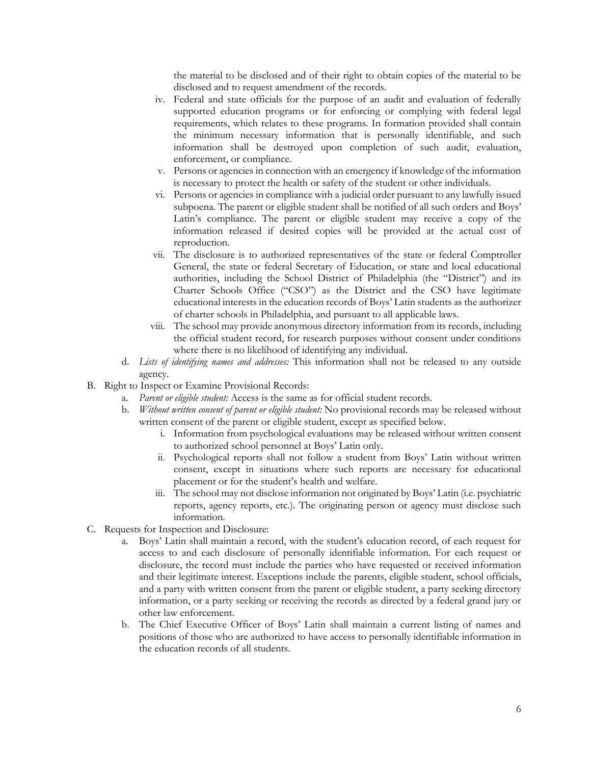the material to be disclosed and of their right to obtain copies of the material to be disclosed and to request amendment of the records.

   iv. Federal and state officials for the purpose of an audit and evaluation of federally supported education programs or for enforcing or complying with federal legal requirements, which relates to these programs. In formation provided shall contain the minimum necessary information that is personally identifiable, and such information shall be destroyed upon completion of such audit, evaluation, enforcement, or compliance.
   v. Persons or agencies in connection with an emergency if knowledge of the information is necessary to protect the health or safety of the student or other individuals.
   vi. Persons or agencies in compliance with a judicial order pursuant to any lawfully issued subpoena. The parent or eligible student shall be notified of all such orders and Boys' Latin's compliance. The parent or eligible student may receive a copy of the information released if desired copies will be provided at the actual cost of reproduction.
   vii. The disclosure is to authorized representatives of the state or federal Comptroller General, the state or federal Secretary of Education, or state and local educational authorities, including the School District of Philadelphia (the "District") and its Charter Schools Office ("CSO") as the District and the CSO have legitimate educational interests in the education records of Boys' Latin students as the authorizer of charter schools in Philadelphia, and pursuant to all applicable laws.
   viii. The school may provide anonymous directory information from its records, including the official student record, for research purposes without consent under conditions where there is no likelihood of identifying any individual.

d. *Lists of identifying names and addresses:* This information shall not be released to any outside agency.

B. Right to Inspect or Examine Provisional Records:
   a. *Parent or eligible student:* Access is the same as for official student records.
   b. *Without written consent of parent or eligible student:* No provisional records may be released without written consent of the parent or eligible student, except as specified below.
      i. Information from psychological evaluations may be released without written consent to authorized school personnel at Boys' Latin only.
      ii. Psychological reports shall not follow a student from Boys' Latin without written consent, except in situations where such reports are necessary for educational placement or for the student's health and welfare.
      iii. The school may not disclose information not originated by Boys' Latin (i.e. psychiatric reports, agency reports, etc.). The originating person or agency must disclose such information.

C. Requests for Inspection and Disclosure:
   a. Boys' Latin shall maintain a record, with the student's education record, of each request for access to and each disclosure of personally identifiable information. For each request or disclosure, the record must include the parties who have requested or received information and their legitimate interest. Exceptions include the parents, eligible student, school officials, and a party with written consent from the parent or eligible student, a party seeking directory information, or a party seeking or receiving the records as directed by a federal grand jury or other law enforcement.
   b. The Chief Executive Officer of Boys' Latin shall maintain a current listing of names and positions of those who are authorized to have access to personally identifiable information in the education records of all students.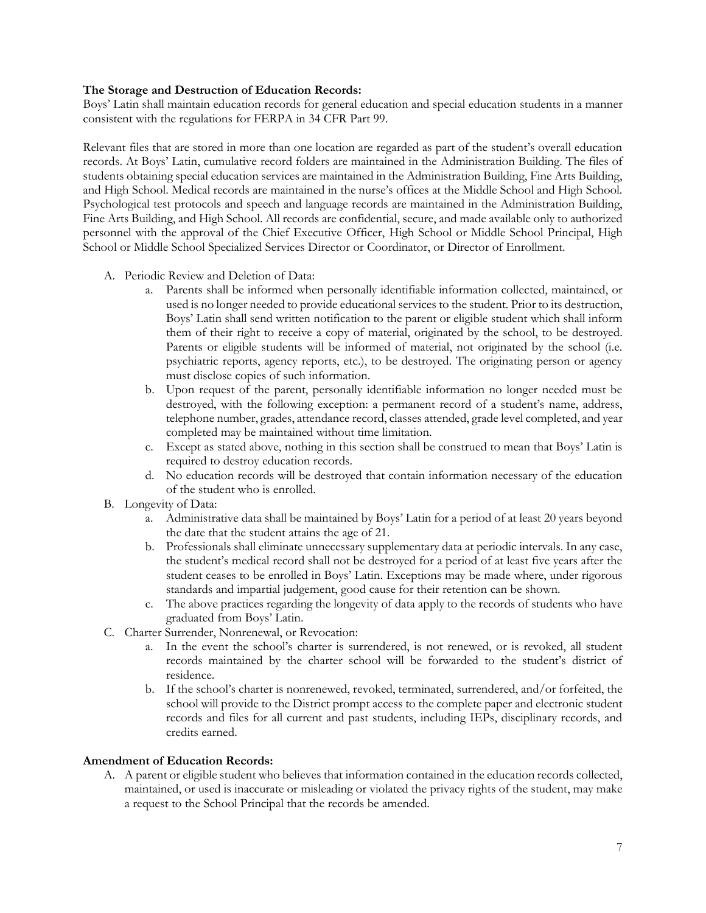**The Storage and Destruction of Education Records:**
Boys' Latin shall maintain education records for general education and special education students in a manner consistent with the regulations for FERPA in 34 CFR Part 99.

Relevant files that are stored in more than one location are regarded as part of the student's overall education records. At Boys' Latin, cumulative record folders are maintained in the Administration Building. The files of students obtaining special education services are maintained in the Administration Building, Fine Arts Building, and High School. Medical records are maintained in the nurse's offices at the Middle School and High School. Psychological test protocols and speech and language records are maintained in the Administration Building, Fine Arts Building, and High School. All records are confidential, secure, and made available only to authorized personnel with the approval of the Chief Executive Officer, High School or Middle School Principal, High School or Middle School Specialized Services Director or Coordinator, or Director of Enrollment.

A. Periodic Review and Deletion of Data:
    a. Parents shall be informed when personally identifiable information collected, maintained, or used is no longer needed to provide educational services to the student. Prior to its destruction, Boys' Latin shall send written notification to the parent or eligible student which shall inform them of their right to receive a copy of material, originated by the school, to be destroyed. Parents or eligible students will be informed of material, not originated by the school (i.e. psychiatric reports, agency reports, etc.), to be destroyed. The originating person or agency must disclose copies of such information.
    b. Upon request of the parent, personally identifiable information no longer needed must be destroyed, with the following exception: a permanent record of a student's name, address, telephone number, grades, attendance record, classes attended, grade level completed, and year completed may be maintained without time limitation.
    c. Except as stated above, nothing in this section shall be construed to mean that Boys' Latin is required to destroy education records.
    d. No education records will be destroyed that contain information necessary of the education of the student who is enrolled.
B. Longevity of Data:
    a. Administrative data shall be maintained by Boys' Latin for a period of at least 20 years beyond the date that the student attains the age of 21.
    b. Professionals shall eliminate unnecessary supplementary data at periodic intervals. In any case, the student's medical record shall not be destroyed for a period of at least five years after the student ceases to be enrolled in Boys' Latin. Exceptions may be made where, under rigorous standards and impartial judgement, good cause for their retention can be shown.
    c. The above practices regarding the longevity of data apply to the records of students who have graduated from Boys' Latin.
C. Charter Surrender, Nonrenewal, or Revocation:
    a. In the event the school's charter is surrendered, is not renewed, or is revoked, all student records maintained by the charter school will be forwarded to the student's district of residence.
    b. If the school's charter is nonrenewed, revoked, terminated, surrendered, and/or forfeited, the school will provide to the District prompt access to the complete paper and electronic student records and files for all current and past students, including IEPs, disciplinary records, and credits earned.

**Amendment of Education Records:**

A. A parent or eligible student who believes that information contained in the education records collected, maintained, or used is inaccurate or misleading or violated the privacy rights of the student, may make a request to the School Principal that the records be amended.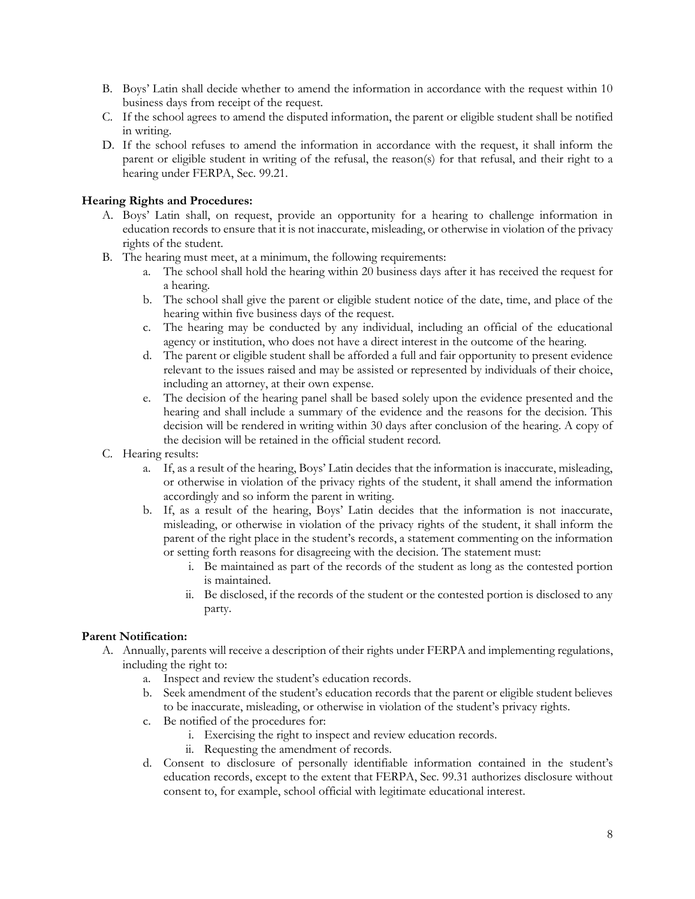B. Boys' Latin shall decide whether to amend the information in accordance with the request within 10 business days from receipt of the request.

C. If the school agrees to amend the disputed information, the parent or eligible student shall be notified in writing.

D. If the school refuses to amend the information in accordance with the request, it shall inform the parent or eligible student in writing of the refusal, the reason(s) for that refusal, and their right to a hearing under FERPA, Sec. 99.21.

**Hearing Rights and Procedures:**

A. Boys' Latin shall, on request, provide an opportunity for a hearing to challenge information in education records to ensure that it is not inaccurate, misleading, or otherwise in violation of the privacy rights of the student.

B. The hearing must meet, at a minimum, the following requirements:

   a. The school shall hold the hearing within 20 business days after it has received the request for a hearing.

   b. The school shall give the parent or eligible student notice of the date, time, and place of the hearing within five business days of the request.

   c. The hearing may be conducted by any individual, including an official of the educational agency or institution, who does not have a direct interest in the outcome of the hearing.

   d. The parent or eligible student shall be afforded a full and fair opportunity to present evidence relevant to the issues raised and may be assisted or represented by individuals of their choice, including an attorney, at their own expense.

   e. The decision of the hearing panel shall be based solely upon the evidence presented and the hearing and shall include a summary of the evidence and the reasons for the decision. This decision will be rendered in writing within 30 days after conclusion of the hearing. A copy of the decision will be retained in the official student record.

C. Hearing results:

   a. If, as a result of the hearing, Boys' Latin decides that the information is inaccurate, misleading, or otherwise in violation of the privacy rights of the student, it shall amend the information accordingly and so inform the parent in writing.

   b. If, as a result of the hearing, Boys' Latin decides that the information is not inaccurate, misleading, or otherwise in violation of the privacy rights of the student, it shall inform the parent of the right place in the student's records, a statement commenting on the information or setting forth reasons for disagreeing with the decision. The statement must:

      i. Be maintained as part of the records of the student as long as the contested portion is maintained.

      ii. Be disclosed, if the records of the student or the contested portion is disclosed to any party.

**Parent Notification:**

A. Annually, parents will receive a description of their rights under FERPA and implementing regulations, including the right to:

   a. Inspect and review the student's education records.

   b. Seek amendment of the student's education records that the parent or eligible student believes to be inaccurate, misleading, or otherwise in violation of the student's privacy rights.

   c. Be notified of the procedures for:

      i. Exercising the right to inspect and review education records.

      ii. Requesting the amendment of records.

   d. Consent to disclosure of personally identifiable information contained in the student's education records, except to the extent that FERPA, Sec. 99.31 authorizes disclosure without consent to, for example, school official with legitimate educational interest.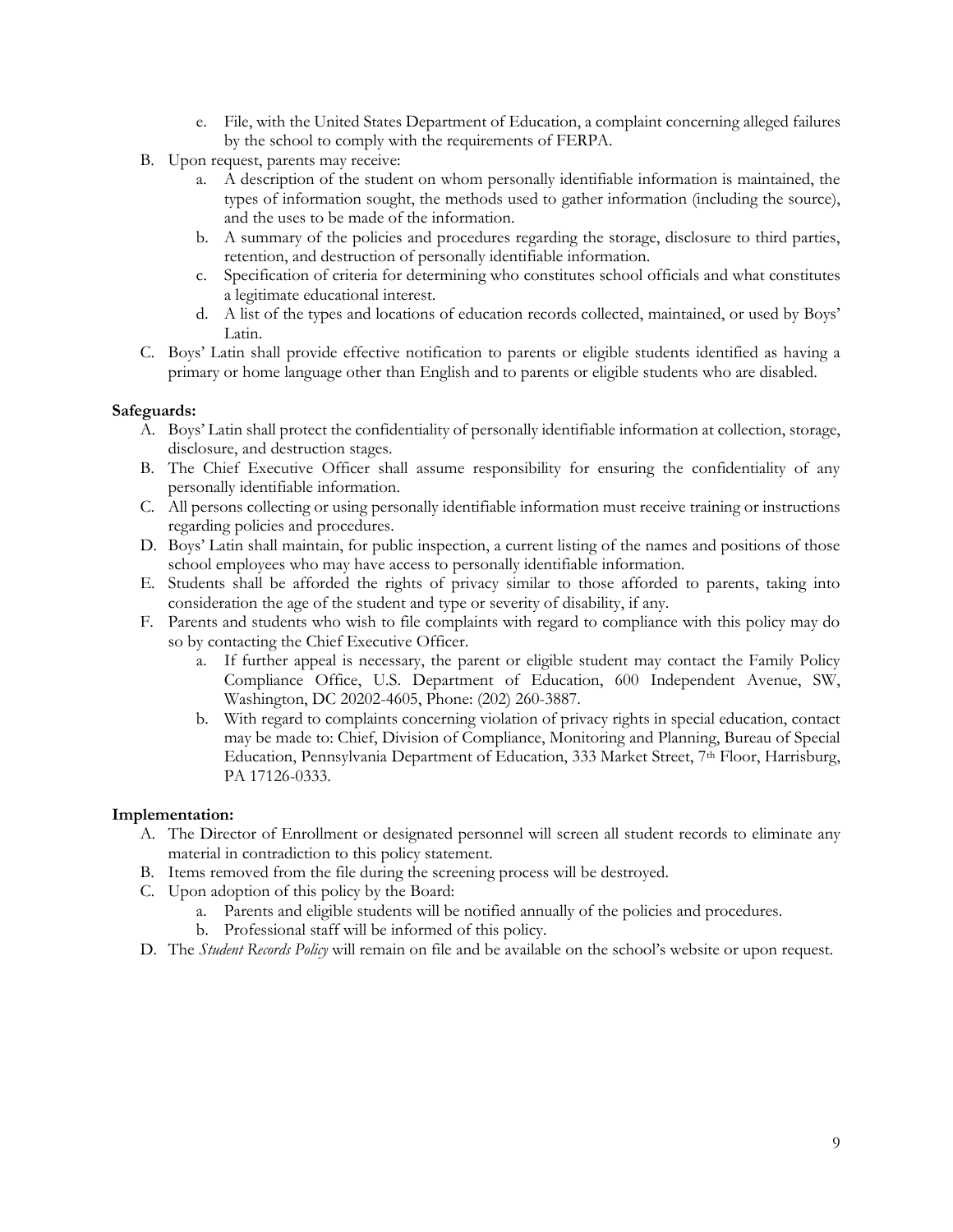e. File, with the United States Department of Education, a complaint concerning alleged failures by the school to comply with the requirements of FERPA.

B. Upon request, parents may receive:
   a. A description of the student on whom personally identifiable information is maintained, the types of information sought, the methods used to gather information (including the source), and the uses to be made of the information.
   b. A summary of the policies and procedures regarding the storage, disclosure to third parties, retention, and destruction of personally identifiable information.
   c. Specification of criteria for determining who constitutes school officials and what constitutes a legitimate educational interest.
   d. A list of the types and locations of education records collected, maintained, or used by Boys' Latin.

C. Boys' Latin shall provide effective notification to parents or eligible students identified as having a primary or home language other than English and to parents or eligible students who are disabled.

**Safeguards:**

A. Boys' Latin shall protect the confidentiality of personally identifiable information at collection, storage, disclosure, and destruction stages.

B. The Chief Executive Officer shall assume responsibility for ensuring the confidentiality of any personally identifiable information.

C. All persons collecting or using personally identifiable information must receive training or instructions regarding policies and procedures.

D. Boys' Latin shall maintain, for public inspection, a current listing of the names and positions of those school employees who may have access to personally identifiable information.

E. Students shall be afforded the rights of privacy similar to those afforded to parents, taking into consideration the age of the student and type or severity of disability, if any.

F. Parents and students who wish to file complaints with regard to compliance with this policy may do so by contacting the Chief Executive Officer.
   a. If further appeal is necessary, the parent or eligible student may contact the Family Policy Compliance Office, U.S. Department of Education, 600 Independent Avenue, SW, Washington, DC 20202-4605, Phone: (202) 260-3887.
   b. With regard to complaints concerning violation of privacy rights in special education, contact may be made to: Chief, Division of Compliance, Monitoring and Planning, Bureau of Special Education, Pennsylvania Department of Education, 333 Market Street, 7th Floor, Harrisburg, PA 17126-0333.

**Implementation:**

A. The Director of Enrollment or designated personnel will screen all student records to eliminate any material in contradiction to this policy statement.

B. Items removed from the file during the screening process will be destroyed.

C. Upon adoption of this policy by the Board:
   a. Parents and eligible students will be notified annually of the policies and procedures.
   b. Professional staff will be informed of this policy.

D. The *Student Records Policy* will remain on file and be available on the school's website or upon request.